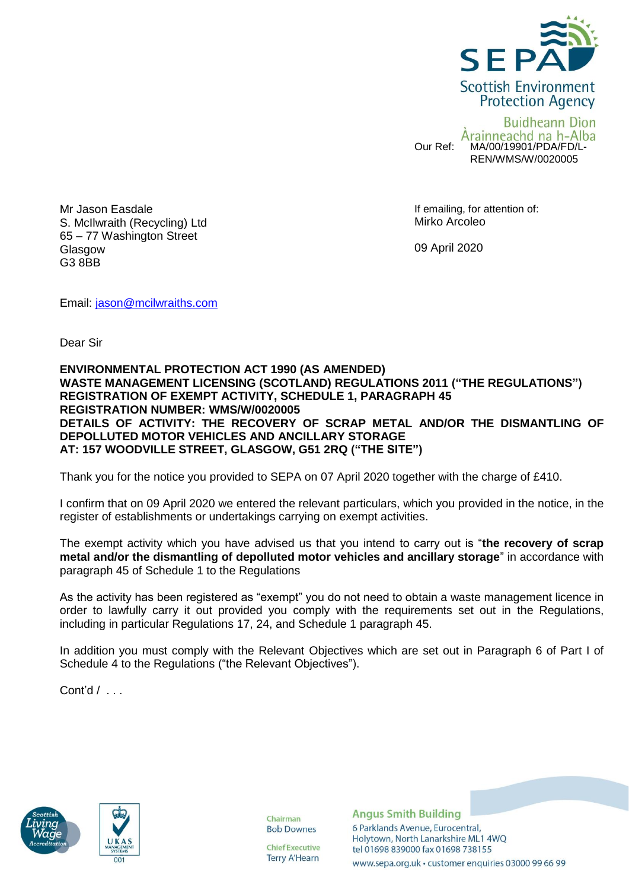SEPA
Scottish Environment Protection Agency
Buidheann Dìon Àrainneachd na h-Alba

Our Ref: MA/00/19901/PDA/FD/L-REN/WMS/W/0020005

Mr Jason Easdale
S. McIlwraith (Recycling) Ltd
65 – 77 Washington Street
Glasgow
G3 8BB

If emailing, for attention of:
Mirko Arcoleo

09 April 2020

Email: jason@mcilwraiths.com

Dear Sir

**ENVIRONMENTAL PROTECTION ACT 1990 (AS AMENDED)**
**WASTE MANAGEMENT LICENSING (SCOTLAND) REGULATIONS 2011 ("THE REGULATIONS")**
**REGISTRATION OF EXEMPT ACTIVITY, SCHEDULE 1, PARAGRAPH 45**
**REGISTRATION NUMBER: WMS/W/0020005**
**DETAILS OF ACTIVITY: THE RECOVERY OF SCRAP METAL AND/OR THE DISMANTLING OF DEPOLLUTED MOTOR VEHICLES AND ANCILLARY STORAGE**
**AT: 157 WOODVILLE STREET, GLASGOW, G51 2RQ ("THE SITE")**

Thank you for the notice you provided to SEPA on 07 April 2020 together with the charge of £410.

I confirm that on 09 April 2020 we entered the relevant particulars, which you provided in the notice, in the register of establishments or undertakings carrying on exempt activities.

The exempt activity which you have advised us that you intend to carry out is "**the recovery of scrap metal and/or the dismantling of depolluted motor vehicles and ancillary storage**" in accordance with paragraph 45 of Schedule 1 to the Regulations

As the activity has been registered as "exempt" you do not need to obtain a waste management licence in order to lawfully carry it out provided you comply with the requirements set out in the Regulations, including in particular Regulations 17, 24, and Schedule 1 paragraph 45.

In addition you must comply with the Relevant Objectives which are set out in Paragraph 6 of Part I of Schedule 4 to the Regulations ("the Relevant Objectives").

Cont'd / . . .

Chairman
Bob Downes

Chief Executive
Terry A'Hearn

Angus Smith Building
6 Parklands Avenue, Eurocentral,
Holytown, North Lanarkshire ML1 4WQ
tel 01698 839000 fax 01698 738155
www.sepa.org.uk • customer enquiries 03000 99 66 99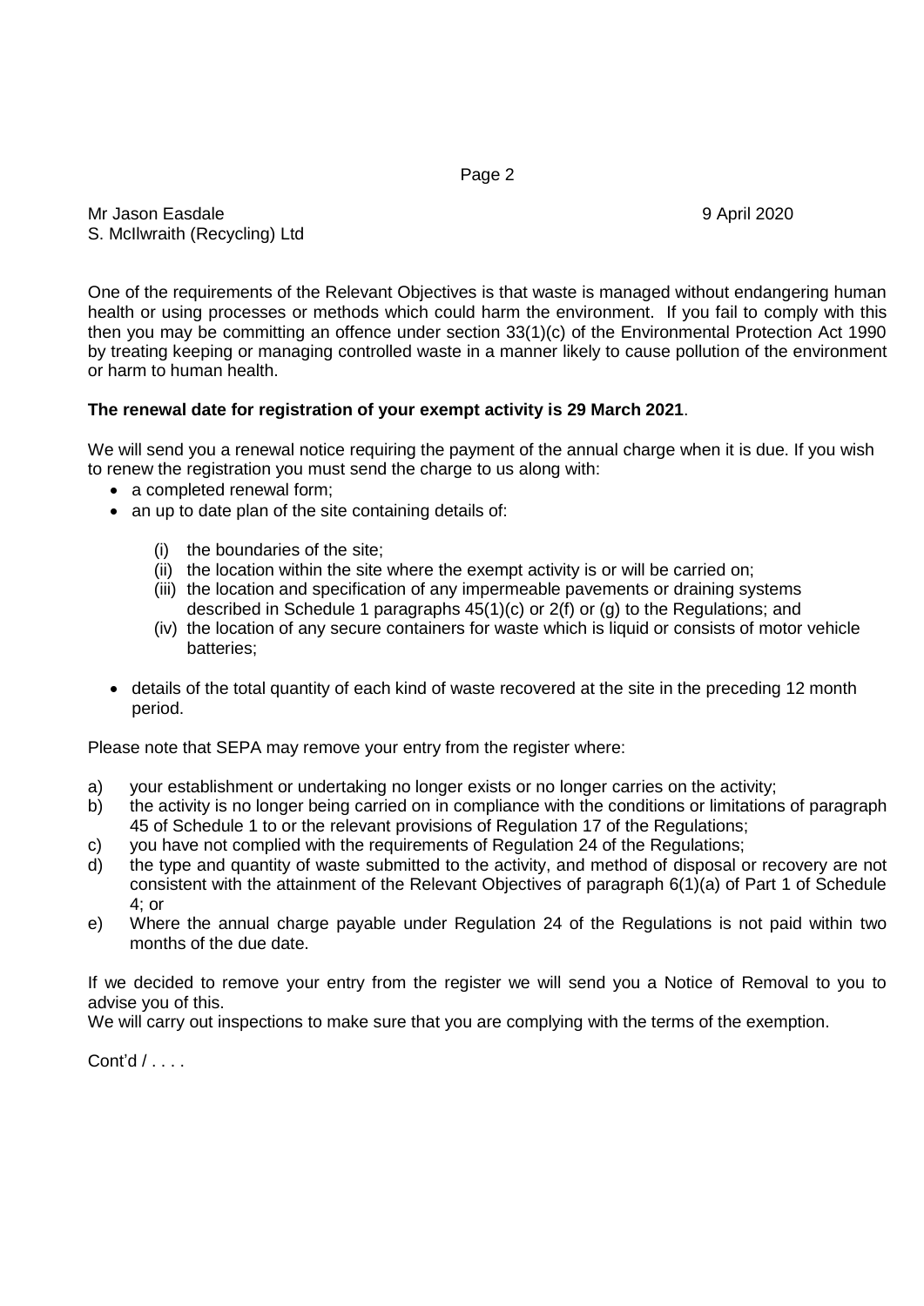Mr Jason Easdale 9 April 2020
S. McIlwraith (Recycling) Ltd

One of the requirements of the Relevant Objectives is that waste is managed without endangering human health or using processes or methods which could harm the environment. If you fail to comply with this then you may be committing an offence under section 33(1)(c) of the Environmental Protection Act 1990 by treating keeping or managing controlled waste in a manner likely to cause pollution of the environment or harm to human health.

**The renewal date for registration of your exempt activity is 29 March 2021**.

We will send you a renewal notice requiring the payment of the annual charge when it is due. If you wish to renew the registration you must send the charge to us along with:

- a completed renewal form;
- an up to date plan of the site containing details of:
  - (i) the boundaries of the site;
  - (ii) the location within the site where the exempt activity is or will be carried on;
  - (iii) the location and specification of any impermeable pavements or draining systems described in Schedule 1 paragraphs 45(1)(c) or 2(f) or (g) to the Regulations; and
  - (iv) the location of any secure containers for waste which is liquid or consists of motor vehicle batteries;
- details of the total quantity of each kind of waste recovered at the site in the preceding 12 month period.

Please note that SEPA may remove your entry from the register where:

a) your establishment or undertaking no longer exists or no longer carries on the activity;
b) the activity is no longer being carried on in compliance with the conditions or limitations of paragraph 45 of Schedule 1 to or the relevant provisions of Regulation 17 of the Regulations;
c) you have not complied with the requirements of Regulation 24 of the Regulations;
d) the type and quantity of waste submitted to the activity, and method of disposal or recovery are not consistent with the attainment of the Relevant Objectives of paragraph 6(1)(a) of Part 1 of Schedule 4; or
e) Where the annual charge payable under Regulation 24 of the Regulations is not paid within two months of the due date.

If we decided to remove your entry from the register we will send you a Notice of Removal to you to advise you of this.
We will carry out inspections to make sure that you are complying with the terms of the exemption.

Cont'd / . . . .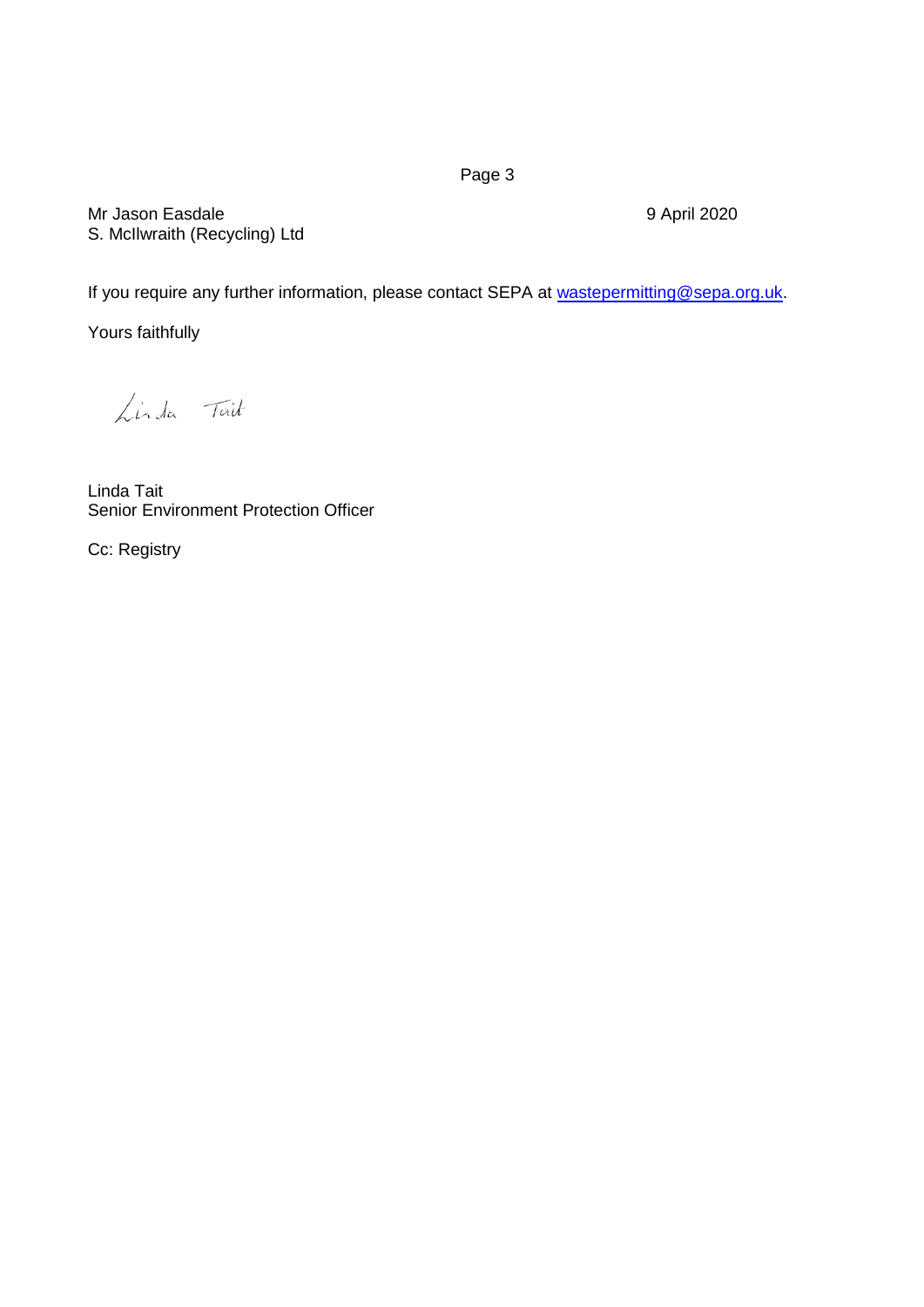Mr Jason Easdale
S. McIlwraith (Recycling) Ltd

9 April 2020

If you require any further information, please contact SEPA at [wastepermitting@sepa.org.uk](mailto:wastepermitting@sepa.org.uk).

Yours faithfully

Linda Tait

Linda Tait
Senior Environment Protection Officer

Cc: Registry